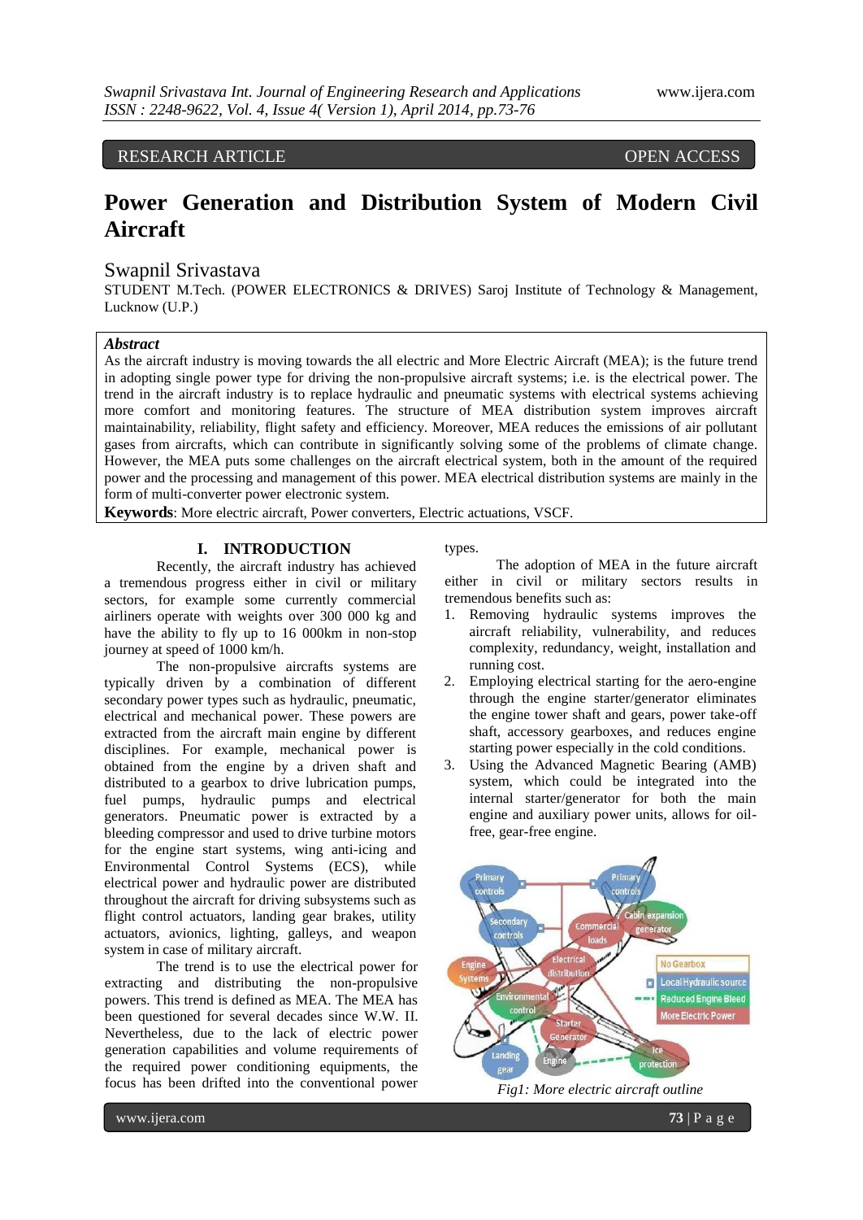RESEARCH ARTICLE OPEN ACCESS

# Power Generation and Distribution System of Modern Civil Aircraft

## Swapnil Srivastava

STUDENT M.Tech. (POWER ELECTRONICS & DRIVES) Saroj Institute of Technology & Management, Lucknow (U.P.)

### *Abstract*

As the aircraft industry is moving towards the all electric and More Electric Aircraft (MEA); is the future trend in adopting single power type for driving the non-propulsive aircraft systems; i.e. is the electrical power. The trend in the aircraft industry is to replace hydraulic and pneumatic systems with electrical systems achieving more comfort and monitoring features. The structure of MEA distribution system improves aircraft maintainability, reliability, flight safety and efficiency. Moreover, MEA reduces the emissions of air pollutant gases from aircrafts, which can contribute in significantly solving some of the problems of climate change. However, the MEA puts some challenges on the aircraft electrical system, both in the amount of the required power and the processing and management of this power. MEA electrical distribution systems are mainly in the form of multi-converter power electronic system.

**Keywords**: More electric aircraft, Power converters, Electric actuations, VSCF.

## I. INTRODUCTION

Recently, the aircraft industry has achieved a tremendous progress either in civil or military sectors, for example some currently commercial airliners operate with weights over 300 000 kg and have the ability to fly up to 16 000km in non-stop journey at speed of 1000 km/h.

The non-propulsive aircrafts systems are typically driven by a combination of different secondary power types such as hydraulic, pneumatic, electrical and mechanical power. These powers are extracted from the aircraft main engine by different disciplines. For example, mechanical power is obtained from the engine by a driven shaft and distributed to a gearbox to drive lubrication pumps, fuel pumps, hydraulic pumps and electrical generators. Pneumatic power is extracted by a bleeding compressor and used to drive turbine motors for the engine start systems, wing anti-icing and Environmental Control Systems (ECS), while electrical power and hydraulic power are distributed throughout the aircraft for driving subsystems such as flight control actuators, landing gear brakes, utility actuators, avionics, lighting, galleys, and weapon system in case of military aircraft.

The trend is to use the electrical power for extracting and distributing the non-propulsive powers. This trend is defined as MEA. The MEA has been questioned for several decades since W.W. II. Nevertheless, due to the lack of electric power generation capabilities and volume requirements of the required power conditioning equipments, the focus has been drifted into the conventional power types.

The adoption of MEA in the future aircraft either in civil or military sectors results in tremendous benefits such as:

1. Removing hydraulic systems improves the aircraft reliability, vulnerability, and reduces complexity, redundancy, weight, installation and running cost.
2. Employing electrical starting for the aero-engine through the engine starter/generator eliminates the engine tower shaft and gears, power take-off shaft, accessory gearboxes, and reduces engine starting power especially in the cold conditions.
3. Using the Advanced Magnetic Bearing (AMB) system, which could be integrated into the internal starter/generator for both the main engine and auxiliary power units, allows for oil-free, gear-free engine.

*Fig1: More electric aircraft outline*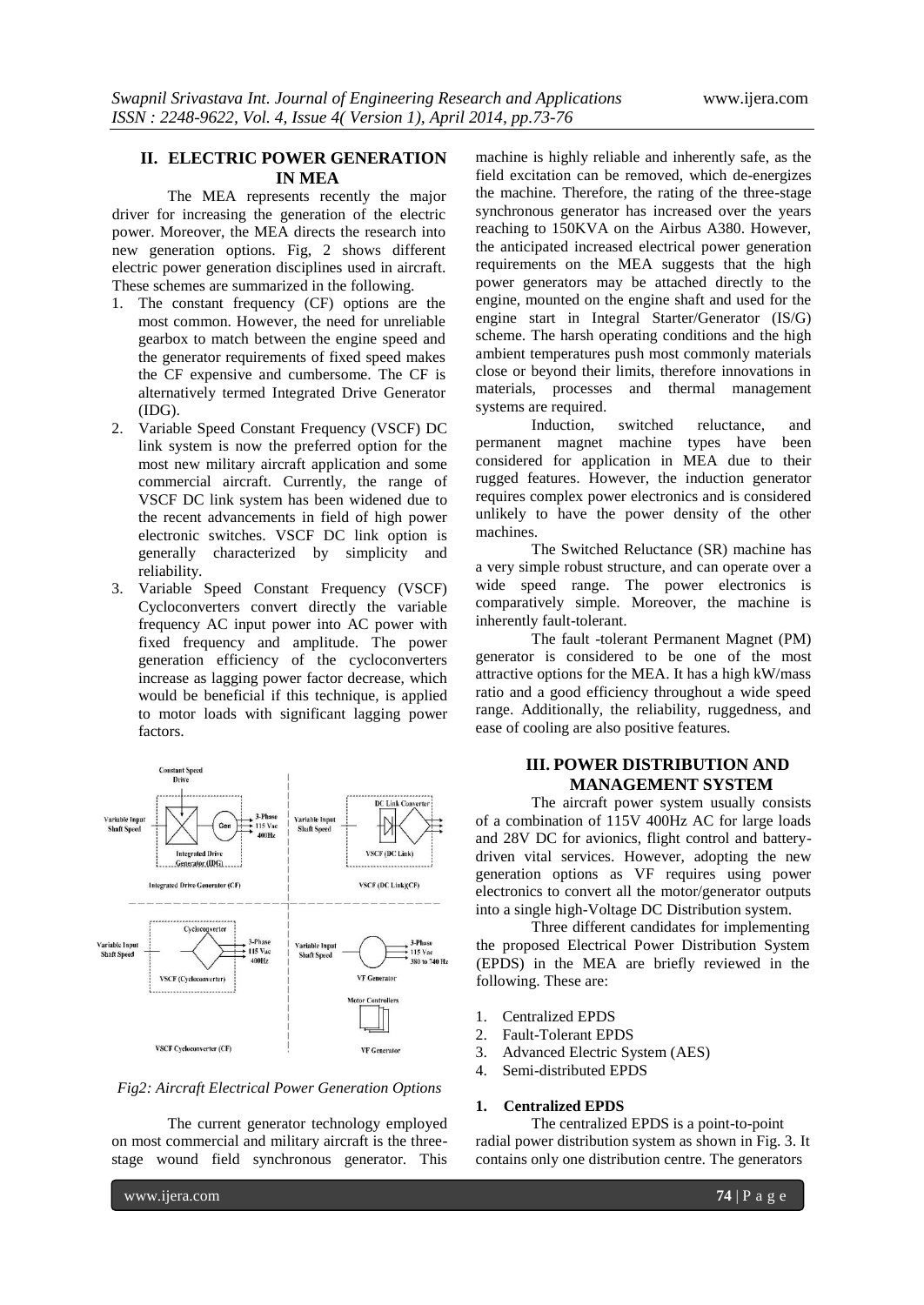## II. ELECTRIC POWER GENERATION IN MEA

The MEA represents recently the major driver for increasing the generation of the electric power. Moreover, the MEA directs the research into new generation options. Fig, 2 shows different electric power generation disciplines used in aircraft. These schemes are summarized in the following.

1. The constant frequency (CF) options are the most common. However, the need for unreliable gearbox to match between the engine speed and the generator requirements of fixed speed makes the CF expensive and cumbersome. The CF is alternatively termed Integrated Drive Generator (IDG).
2. Variable Speed Constant Frequency (VSCF) DC link system is now the preferred option for the most new military aircraft application and some commercial aircraft. Currently, the range of VSCF DC link system has been widened due to the recent advancements in field of high power electronic switches. VSCF DC link option is generally characterized by simplicity and reliability.
3. Variable Speed Constant Frequency (VSCF) Cycloconverters convert directly the variable frequency AC input power into AC power with fixed frequency and amplitude. The power generation efficiency of the cycloconverters increase as lagging power factor decrease, which would be beneficial if this technique, is applied to motor loads with significant lagging power factors.

*Fig2: Aircraft Electrical Power Generation Options*

The current generator technology employed on most commercial and military aircraft is the three-stage wound field synchronous generator. This machine is highly reliable and inherently safe, as the field excitation can be removed, which de-energizes the machine. Therefore, the rating of the three-stage synchronous generator has increased over the years reaching to 150KVA on the Airbus A380. However, the anticipated increased electrical power generation requirements on the MEA suggests that the high power generators may be attached directly to the engine, mounted on the engine shaft and used for the engine start in Integral Starter/Generator (IS/G) scheme. The harsh operating conditions and the high ambient temperatures push most commonly materials close or beyond their limits, therefore innovations in materials, processes and thermal management systems are required.

Induction, switched reluctance, and permanent magnet machine types have been considered for application in MEA due to their rugged features. However, the induction generator requires complex power electronics and is considered unlikely to have the power density of the other machines.

The Switched Reluctance (SR) machine has a very simple robust structure, and can operate over a wide speed range. The power electronics is comparatively simple. Moreover, the machine is inherently fault-tolerant.

The fault -tolerant Permanent Magnet (PM) generator is considered to be one of the most attractive options for the MEA. It has a high kW/mass ratio and a good efficiency throughout a wide speed range. Additionally, the reliability, ruggedness, and ease of cooling are also positive features.

## III. POWER DISTRIBUTION AND MANAGEMENT SYSTEM

The aircraft power system usually consists of a combination of 115V 400Hz AC for large loads and 28V DC for avionics, flight control and battery-driven vital services. However, adopting the new generation options as VF requires using power electronics to convert all the motor/generator outputs into a single high-Voltage DC Distribution system.

Three different candidates for implementing the proposed Electrical Power Distribution System (EPDS) in the MEA are briefly reviewed in the following. These are:

1. Centralized EPDS
2. Fault-Tolerant EPDS
3. Advanced Electric System (AES)
4. Semi-distributed EPDS

### 1. Centralized EPDS

The centralized EPDS is a point-to-point radial power distribution system as shown in Fig. 3. It contains only one distribution centre. The generators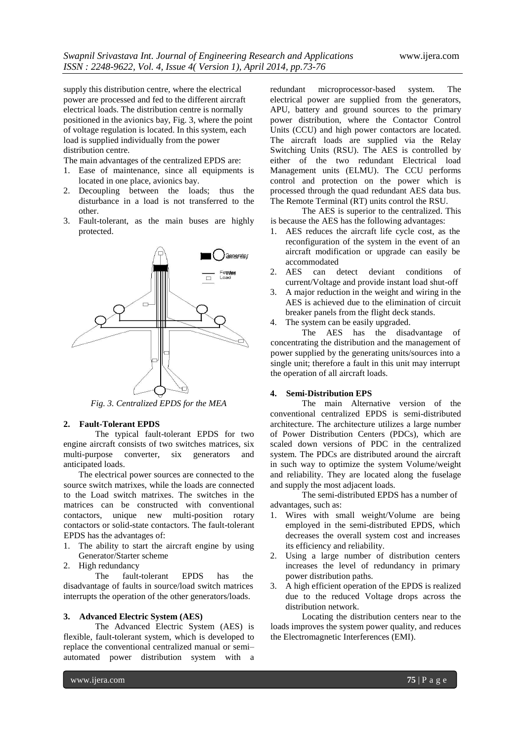supply this distribution centre, where the electrical power are processed and fed to the different aircraft electrical loads. The distribution centre is normally positioned in the avionics bay, Fig. 3, where the point of voltage regulation is located. In this system, each load is supplied individually from the power distribution centre.

The main advantages of the centralized EPDS are:

1. Ease of maintenance, since all equipments is located in one place, avionics bay.
2. Decoupling between the loads; thus the disturbance in a load is not transferred to the other.
3. Fault-tolerant, as the main buses are highly protected.

*Fig. 3. Centralized EPDS for the MEA*

### 2. Fault-Tolerant EPDS

The typical fault-tolerant EPDS for two engine aircraft consists of two switches matrices, six multi-purpose converter, six generators and anticipated loads.

The electrical power sources are connected to the source switch matrixes, while the loads are connected to the Load switch matrixes. The switches in the matrices can be constructed with conventional contactors, unique new multi-position rotary contactors or solid-state contactors. The fault-tolerant EPDS has the advantages of:

1. The ability to start the aircraft engine by using Generator/Starter scheme
2. High redundancy

The fault-tolerant EPDS has the disadvantage of faults in source/load switch matrices interrupts the operation of the other generators/loads.

### 3. Advanced Electric System (AES)

The Advanced Electric System (AES) is flexible, fault-tolerant system, which is developed to replace the conventional centralized manual or semi–automated power distribution system with a redundant microprocessor-based system. The electrical power are supplied from the generators, APU, battery and ground sources to the primary power distribution, where the Contactor Control Units (CCU) and high power contactors are located. The aircraft loads are supplied via the Relay Switching Units (RSU). The AES is controlled by either of the two redundant Electrical load Management units (ELMU). The CCU performs control and protection on the power which is processed through the quad redundant AES data bus. The Remote Terminal (RT) units control the RSU.

The AES is superior to the centralized. This is because the AES has the following advantages:

1. AES reduces the aircraft life cycle cost, as the reconfiguration of the system in the event of an aircraft modification or upgrade can easily be accommodated
2. AES can detect deviant conditions of current/Voltage and provide instant load shut-off
3. A major reduction in the weight and wiring in the AES is achieved due to the elimination of circuit breaker panels from the flight deck stands.
4. The system can be easily upgraded.

The AES has the disadvantage of concentrating the distribution and the management of power supplied by the generating units/sources into a single unit; therefore a fault in this unit may interrupt the operation of all aircraft loads.

### 4. Semi-Distribution EPS

The main Alternative version of the conventional centralized EPDS is semi-distributed architecture. The architecture utilizes a large number of Power Distribution Centers (PDCs), which are scaled down versions of PDC in the centralized system. The PDCs are distributed around the aircraft in such way to optimize the system Volume/weight and reliability. They are located along the fuselage and supply the most adjacent loads.

The semi-distributed EPDS has a number of advantages, such as:

1. Wires with small weight/Volume are being employed in the semi-distributed EPDS, which decreases the overall system cost and increases its efficiency and reliability.
2. Using a large number of distribution centers increases the level of redundancy in primary power distribution paths.
3. A high efficient operation of the EPDS is realized due to the reduced Voltage drops across the distribution network.

Locating the distribution centers near to the loads improves the system power quality, and reduces the Electromagnetic Interferences (EMI).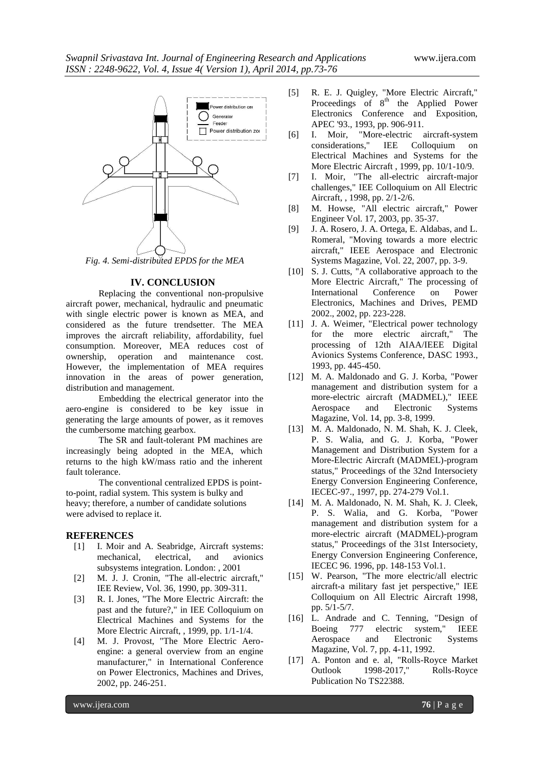Power distribution cer
Generator
Feeder
Power distribution zor

*Fig. 4. Semi-distributed EPDS for the MEA*

## IV. CONCLUSION

Replacing the conventional non-propulsive aircraft power, mechanical, hydraulic and pneumatic with single electric power is known as MEA, and considered as the future trendsetter. The MEA improves the aircraft reliability, affordability, fuel consumption. Moreover, MEA reduces cost of ownership, operation and maintenance cost. However, the implementation of MEA requires innovation in the areas of power generation, distribution and management.

Embedding the electrical generator into the aero-engine is considered to be key issue in generating the large amounts of power, as it removes the cumbersome matching gearbox.

The SR and fault-tolerant PM machines are increasingly being adopted in the MEA, which returns to the high kW/mass ratio and the inherent fault tolerance.

The conventional centralized EPDS is point-to-point, radial system. This system is bulky and heavy; therefore, a number of candidate solutions were advised to replace it.

## REFERENCES

[1] I. Moir and A. Seabridge, Aircraft systems: mechanical, electrical, and avionics subsystems integration. London: , 2001

[2] M. J. J. Cronin, "The all-electric aircraft," IEE Review, Vol. 36, 1990, pp. 309-311.

[3] R. I. Jones, "The More Electric Aircraft: the past and the future?," in IEE Colloquium on Electrical Machines and Systems for the More Electric Aircraft, , 1999, pp. 1/1-1/4.

[4] M. J. Provost, "The More Electric Aero-engine: a general overview from an engine manufacturer," in International Conference on Power Electronics, Machines and Drives, 2002, pp. 246-251.

[5] R. E. J. Quigley, "More Electric Aircraft," Proceedings of 8th the Applied Power Electronics Conference and Exposition, APEC '93., 1993, pp. 906-911.

[6] I. Moir, "More-electric aircraft-system considerations," IEE Colloquium on Electrical Machines and Systems for the More Electric Aircraft , 1999, pp. 10/1-10/9.

[7] I. Moir, "The all-electric aircraft-major challenges," IEE Colloquium on All Electric Aircraft, , 1998, pp. 2/1-2/6.

[8] M. Howse, "All electric aircraft," Power Engineer Vol. 17, 2003, pp. 35-37.

[9] J. A. Rosero, J. A. Ortega, E. Aldabas, and L. Romeral, "Moving towards a more electric aircraft," IEEE Aerospace and Electronic Systems Magazine, Vol. 22, 2007, pp. 3-9.

[10] S. J. Cutts, "A collaborative approach to the More Electric Aircraft," The processing of International Conference on Power Electronics, Machines and Drives, PEMD 2002., 2002, pp. 223-228.

[11] J. A. Weimer, "Electrical power technology for the more electric aircraft," The processing of 12th AIAA/IEEE Digital Avionics Systems Conference, DASC 1993., 1993, pp. 445-450.

[12] M. A. Maldonado and G. J. Korba, "Power management and distribution system for a more-electric aircraft (MADMEL)," IEEE Aerospace and Electronic Systems Magazine, Vol. 14, pp. 3-8, 1999.

[13] M. A. Maldonado, N. M. Shah, K. J. Cleek, P. S. Walia, and G. J. Korba, "Power Management and Distribution System for a More-Electric Aircraft (MADMEL)-program status," Proceedings of the 32nd Intersociety Energy Conversion Engineering Conference, IECEC-97., 1997, pp. 274-279 Vol.1.

[14] M. A. Maldonado, N. M. Shah, K. J. Cleek, P. S. Walia, and G. Korba, "Power management and distribution system for a more-electric aircraft (MADMEL)-program status," Proceedings of the 31st Intersociety, Energy Conversion Engineering Conference, IECEC 96. 1996, pp. 148-153 Vol.1.

[15] W. Pearson, "The more electric/all electric aircraft-a military fast jet perspective," IEE Colloquium on All Electric Aircraft 1998, pp. 5/1-5/7.

[16] L. Andrade and C. Tenning, "Design of Boeing 777 electric system," IEEE Aerospace and Electronic Systems Magazine, Vol. 7, pp. 4-11, 1992.

[17] A. Ponton and e. al, "Rolls-Royce Market Outlook 1998-2017," Rolls-Royce Publication No TS22388.